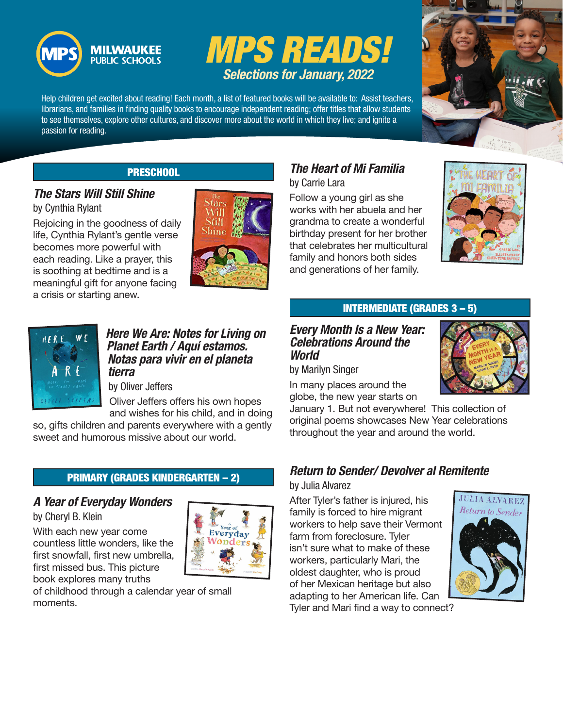# MPS READS!

## Selections for January, 2022

Help children get excited about reading! Each month, a list of featured books will be available to: Assist teachers, librarians, and families in finding quality books to encourage independent reading; offer titles that allow students to see themselves, explore other cultures, and discover more about the world in which they live; and ignite a passion for reading.

## PRESCHOOL

### *The Stars Will Still Shine*

by Cynthia Rylant

Rejoicing in the goodness of daily life, Cynthia Rylant's gentle verse becomes more powerful with each reading. Like a prayer, this is soothing at bedtime and is a meaningful gift for anyone facing a crisis or starting anew.

### *Here We Are: Notes for Living on Planet Earth / Aquí estamos. Notas para vivir en el planeta tierra*

by Oliver Jeffers

Oliver Jeffers offers his own hopes and wishes for his child, and in doing so, gifts children and parents everywhere with a gently sweet and humorous missive about our world.

## PRIMARY (GRADES KINDERGARTEN – 2)

### *A Year of Everyday Wonders*

by Cheryl B. Klein

With each new year come countless little wonders, like the first snowfall, first new umbrella, first missed bus. This picture book explores many truths of childhood through a calendar year of small moments.

### *The Heart of Mi Familia*

by Carrie Lara

Follow a young girl as she works with her abuela and her grandma to create a wonderful birthday present for her brother that celebrates her multicultural family and honors both sides and generations of her family.

## INTERMEDIATE (GRADES 3 – 5)

### *Every Month Is a New Year: Celebrations Around the World*

by Marilyn Singer

In many places around the globe, the new year starts on January 1. But not everywhere! This collection of original poems showcases New Year celebrations throughout the year and around the world.

### *Return to Sender/ Devolver al Remitente*

by Julia Alvarez

After Tyler's father is injured, his family is forced to hire migrant workers to help save their Vermont farm from foreclosure. Tyler isn't sure what to make of these workers, particularly Mari, the oldest daughter, who is proud of her Mexican heritage but also adapting to her American life. Can Tyler and Mari find a way to connect?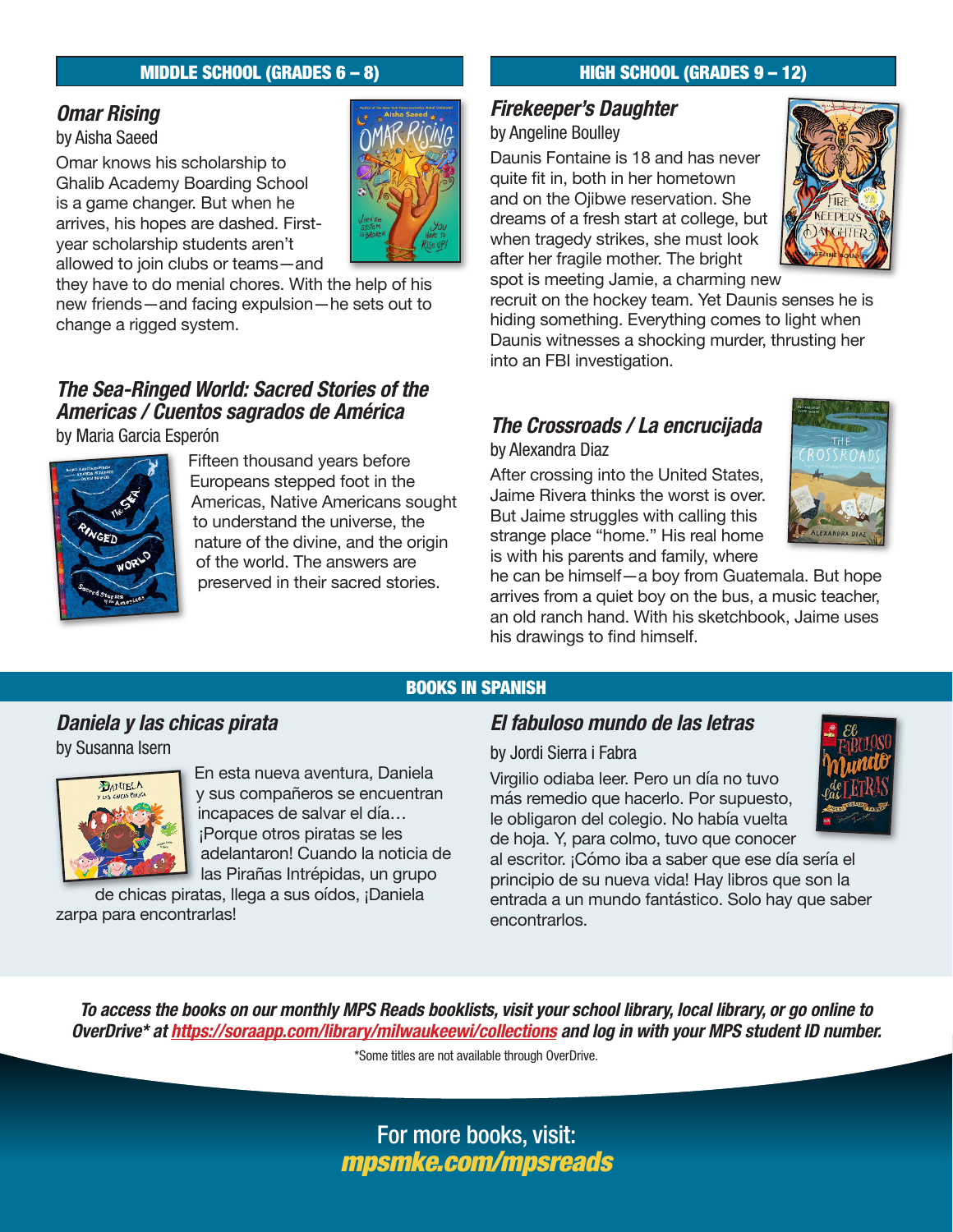## MIDDLE SCHOOL (GRADES 6 – 8)

### *Omar Rising*

by Aisha Saeed

Omar knows his scholarship to Ghalib Academy Boarding School is a game changer. But when he arrives, his hopes are dashed. First-year scholarship students aren't allowed to join clubs or teams—and they have to do menial chores. With the help of his new friends—and facing expulsion—he sets out to change a rigged system.

### *The Sea-Ringed World: Sacred Stories of the Americas / Cuentos sagrados de América*

by Maria Garcia Esperón

Fifteen thousand years before Europeans stepped foot in the Americas, Native Americans sought to understand the universe, the nature of the divine, and the origin of the world. The answers are preserved in their sacred stories.

## HIGH SCHOOL (GRADES 9 – 12)

### *Firekeeper's Daughter*

by Angeline Boulley

Daunis Fontaine is 18 and has never quite fit in, both in her hometown and on the Ojibwe reservation. She dreams of a fresh start at college, but when tragedy strikes, she must look after her fragile mother. The bright spot is meeting Jamie, a charming new recruit on the hockey team. Yet Daunis senses he is hiding something. Everything comes to light when Daunis witnesses a shocking murder, thrusting her into an FBI investigation.

### *The Crossroads / La encrucijada*

by Alexandra Diaz

After crossing into the United States, Jaime Rivera thinks the worst is over. But Jaime struggles with calling this strange place "home." His real home is with his parents and family, where he can be himself—a boy from Guatemala. But hope arrives from a quiet boy on the bus, a music teacher, an old ranch hand. With his sketchbook, Jaime uses his drawings to find himself.

## BOOKS IN SPANISH

### *Daniela y las chicas pirata*

by Susanna Isern

En esta nueva aventura, Daniela y sus compañeros se encuentran incapaces de salvar el día… ¡Porque otros piratas se les adelantaron! Cuando la noticia de las Pirañas Intrépidas, un grupo de chicas piratas, llega a sus oídos, ¡Daniela zarpa para encontrarlas!

### *El fabuloso mundo de las letras*

by Jordi Sierra i Fabra

Virgilio odiaba leer. Pero un día no tuvo más remedio que hacerlo. Por supuesto, le obligaron del colegio. No había vuelta de hoja. Y, para colmo, tuvo que conocer al escritor. ¡Cómo iba a saber que ese día sería el principio de su nueva vida! Hay libros que son la entrada a un mundo fantástico. Solo hay que saber encontrarlos.

***To access the books on our monthly MPS Reads booklists, visit your school library, local library, or go online to OverDrive\* at https://soraapp.com/library/milwaukeewi/collections and log in with your MPS student ID number.***

\*Some titles are not available through OverDrive.

For more books, visit:
**mpsmke.com/mpsreads**